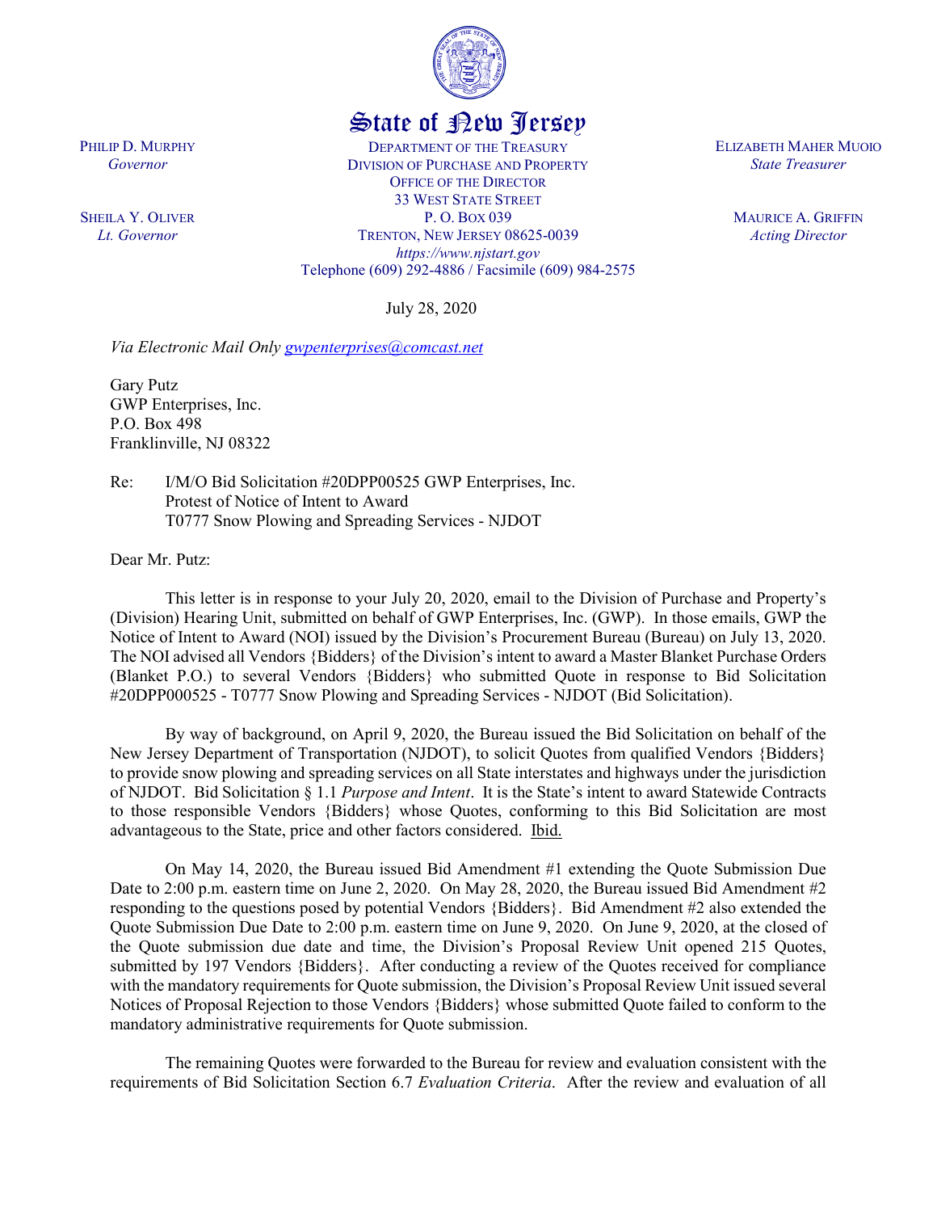State of New Jersey

PHILIP D. MURPHY
*Governor*

SHEILA Y. OLIVER
*Lt. Governor*

DEPARTMENT OF THE TREASURY
DIVISION OF PURCHASE AND PROPERTY
OFFICE OF THE DIRECTOR
33 WEST STATE STREET
P. O. BOX 039
TRENTON, NEW JERSEY 08625-0039
*https://www.njstart.gov*
Telephone (609) 292-4886 / Facsimile (609) 984-2575

ELIZABETH MAHER MUOIO
*State Treasurer*

MAURICE A. GRIFFIN
*Acting Director*

July 28, 2020

*Via Electronic Mail Only gwpenterprises@comcast.net*

Gary Putz
GWP Enterprises, Inc.
P.O. Box 498
Franklinville, NJ 08322

Re: I/M/O Bid Solicitation #20DPP00525 GWP Enterprises, Inc.
Protest of Notice of Intent to Award
T0777 Snow Plowing and Spreading Services - NJDOT

Dear Mr. Putz:

This letter is in response to your July 20, 2020, email to the Division of Purchase and Property's (Division) Hearing Unit, submitted on behalf of GWP Enterprises, Inc. (GWP). In those emails, GWP the Notice of Intent to Award (NOI) issued by the Division's Procurement Bureau (Bureau) on July 13, 2020. The NOI advised all Vendors {Bidders} of the Division's intent to award a Master Blanket Purchase Orders (Blanket P.O.) to several Vendors {Bidders} who submitted Quote in response to Bid Solicitation #20DPP000525 - T0777 Snow Plowing and Spreading Services - NJDOT (Bid Solicitation).

By way of background, on April 9, 2020, the Bureau issued the Bid Solicitation on behalf of the New Jersey Department of Transportation (NJDOT), to solicit Quotes from qualified Vendors {Bidders} to provide snow plowing and spreading services on all State interstates and highways under the jurisdiction of NJDOT. Bid Solicitation § 1.1 *Purpose and Intent*. It is the State's intent to award Statewide Contracts to those responsible Vendors {Bidders} whose Quotes, conforming to this Bid Solicitation are most advantageous to the State, price and other factors considered. Ibid.

On May 14, 2020, the Bureau issued Bid Amendment #1 extending the Quote Submission Due Date to 2:00 p.m. eastern time on June 2, 2020. On May 28, 2020, the Bureau issued Bid Amendment #2 responding to the questions posed by potential Vendors {Bidders}. Bid Amendment #2 also extended the Quote Submission Due Date to 2:00 p.m. eastern time on June 9, 2020. On June 9, 2020, at the closed of the Quote submission due date and time, the Division's Proposal Review Unit opened 215 Quotes, submitted by 197 Vendors {Bidders}. After conducting a review of the Quotes received for compliance with the mandatory requirements for Quote submission, the Division's Proposal Review Unit issued several Notices of Proposal Rejection to those Vendors {Bidders} whose submitted Quote failed to conform to the mandatory administrative requirements for Quote submission.

The remaining Quotes were forwarded to the Bureau for review and evaluation consistent with the requirements of Bid Solicitation Section 6.7 *Evaluation Criteria*. After the review and evaluation of all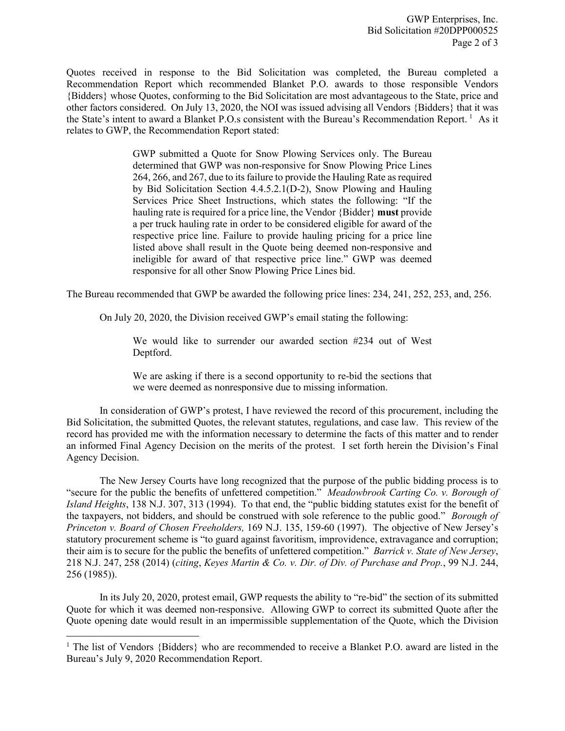Quotes received in response to the Bid Solicitation was completed, the Bureau completed a Recommendation Report which recommended Blanket P.O. awards to those responsible Vendors {Bidders} whose Quotes, conforming to the Bid Solicitation are most advantageous to the State, price and other factors considered. On July 13, 2020, the NOI was issued advising all Vendors {Bidders} that it was the State's intent to award a Blanket P.O.s consistent with the Bureau's Recommendation Report. [1] As it relates to GWP, the Recommendation Report stated:

> GWP submitted a Quote for Snow Plowing Services only. The Bureau determined that GWP was non-responsive for Snow Plowing Price Lines 264, 266, and 267, due to its failure to provide the Hauling Rate as required by Bid Solicitation Section 4.4.5.2.1(D-2), Snow Plowing and Hauling Services Price Sheet Instructions, which states the following: "If the hauling rate is required for a price line, the Vendor {Bidder} **must** provide a per truck hauling rate in order to be considered eligible for award of the respective price line. Failure to provide hauling pricing for a price line listed above shall result in the Quote being deemed non-responsive and ineligible for award of that respective price line." GWP was deemed responsive for all other Snow Plowing Price Lines bid.

The Bureau recommended that GWP be awarded the following price lines: 234, 241, 252, 253, and, 256.

On July 20, 2020, the Division received GWP's email stating the following:

> We would like to surrender our awarded section #234 out of West Deptford.
>
> We are asking if there is a second opportunity to re-bid the sections that we were deemed as nonresponsive due to missing information.

In consideration of GWP's protest, I have reviewed the record of this procurement, including the Bid Solicitation, the submitted Quotes, the relevant statutes, regulations, and case law. This review of the record has provided me with the information necessary to determine the facts of this matter and to render an informed Final Agency Decision on the merits of the protest. I set forth herein the Division's Final Agency Decision.

The New Jersey Courts have long recognized that the purpose of the public bidding process is to "secure for the public the benefits of unfettered competition." *Meadowbrook Carting Co. v. Borough of Island Heights*, 138 N.J. 307, 313 (1994). To that end, the "public bidding statutes exist for the benefit of the taxpayers, not bidders, and should be construed with sole reference to the public good." *Borough of Princeton v. Board of Chosen Freeholders,* 169 N.J. 135, 159-60 (1997). The objective of New Jersey's statutory procurement scheme is "to guard against favoritism, improvidence, extravagance and corruption; their aim is to secure for the public the benefits of unfettered competition." *Barrick v. State of New Jersey*, 218 N.J. 247, 258 (2014) (*citing*, *Keyes Martin & Co. v. Dir. of Div. of Purchase and Prop.*, 99 N.J. 244, 256 (1985)).

In its July 20, 2020, protest email, GWP requests the ability to "re-bid" the section of its submitted Quote for which it was deemed non-responsive. Allowing GWP to correct its submitted Quote after the Quote opening date would result in an impermissible supplementation of the Quote, which the Division

---

[1] The list of Vendors {Bidders} who are recommended to receive a Blanket P.O. award are listed in the Bureau's July 9, 2020 Recommendation Report.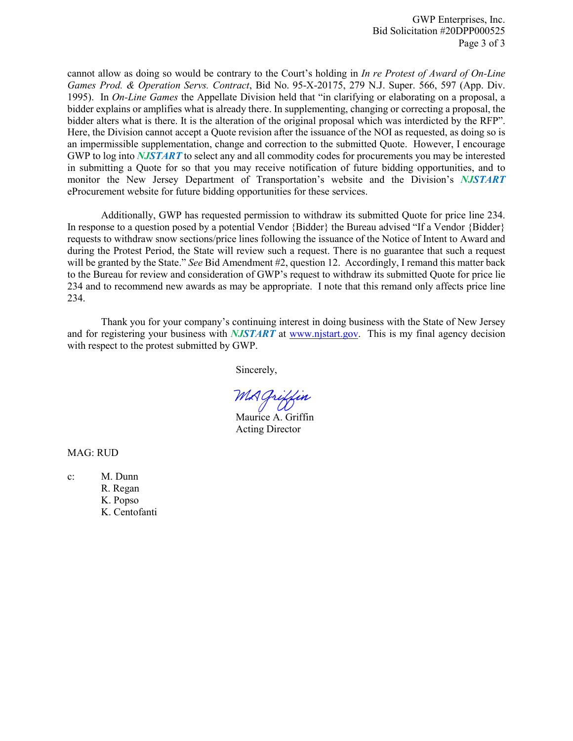cannot allow as doing so would be contrary to the Court's holding in *In re Protest of Award of On-Line Games Prod. & Operation Servs. Contract*, Bid No. 95-X-20175, 279 N.J. Super. 566, 597 (App. Div. 1995). In *On-Line Games* the Appellate Division held that "in clarifying or elaborating on a proposal, a bidder explains or amplifies what is already there. In supplementing, changing or correcting a proposal, the bidder alters what is there. It is the alteration of the original proposal which was interdicted by the RFP". Here, the Division cannot accept a Quote revision after the issuance of the NOI as requested, as doing so is an impermissible supplementation, change and correction to the submitted Quote. However, I encourage GWP to log into ***NJSTART*** to select any and all commodity codes for procurements you may be interested in submitting a Quote for so that you may receive notification of future bidding opportunities, and to monitor the New Jersey Department of Transportation's website and the Division's ***NJSTART*** eProcurement website for future bidding opportunities for these services.

Additionally, GWP has requested permission to withdraw its submitted Quote for price line 234. In response to a question posed by a potential Vendor {Bidder} the Bureau advised "If a Vendor {Bidder} requests to withdraw snow sections/price lines following the issuance of the Notice of Intent to Award and during the Protest Period, the State will review such a request. There is no guarantee that such a request will be granted by the State." *See* Bid Amendment #2, question 12. Accordingly, I remand this matter back to the Bureau for review and consideration of GWP's request to withdraw its submitted Quote for price lie 234 and to recommend new awards as may be appropriate. I note that this remand only affects price line 234.

Thank you for your company's continuing interest in doing business with the State of New Jersey and for registering your business with ***NJSTART*** at www.njstart.gov. This is my final agency decision with respect to the protest submitted by GWP.

Sincerely,

MA Griffin

Maurice A. Griffin
Acting Director

MAG: RUD

c: M. Dunn
R. Regan
K. Popso
K. Centofanti